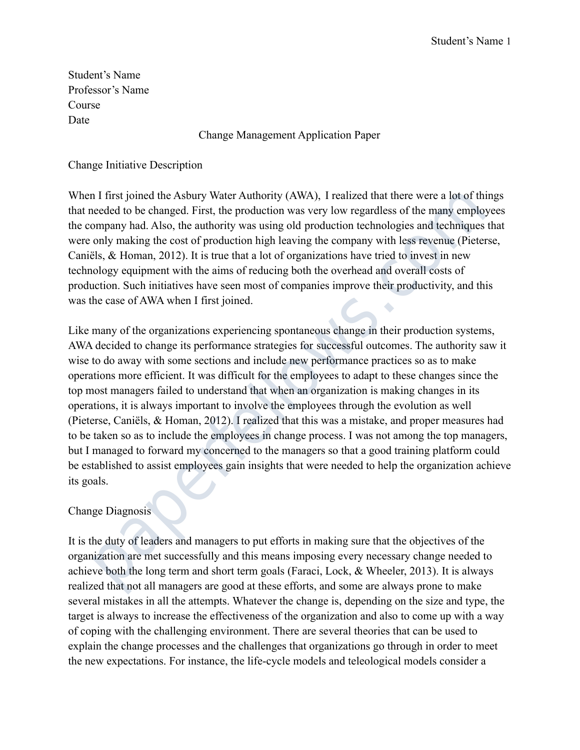Student's Name
Professor's Name
Course
Date

# Change Management Application Paper

## Change Initiative Description

When I first joined the Asbury Water Authority (AWA), I realized that there were a lot of things that needed to be changed. First, the production was very low regardless of the many employees the company had. Also, the authority was using old production technologies and techniques that were only making the cost of production high leaving the company with less revenue (Pieterse, Caniëls, & Homan, 2012). It is true that a lot of organizations have tried to invest in new technology equipment with the aims of reducing both the overhead and overall costs of production. Such initiatives have seen most of companies improve their productivity, and this was the case of AWA when I first joined.

Like many of the organizations experiencing spontaneous change in their production systems, AWA decided to change its performance strategies for successful outcomes. The authority saw it wise to do away with some sections and include new performance practices so as to make operations more efficient. It was difficult for the employees to adapt to these changes since the top most managers failed to understand that when an organization is making changes in its operations, it is always important to involve the employees through the evolution as well (Pieterse, Caniëls, & Homan, 2012). I realized that this was a mistake, and proper measures had to be taken so as to include the employees in change process. I was not among the top managers, but I managed to forward my concerned to the managers so that a good training platform could be established to assist employees gain insights that were needed to help the organization achieve its goals.

## Change Diagnosis

It is the duty of leaders and managers to put efforts in making sure that the objectives of the organization are met successfully and this means imposing every necessary change needed to achieve both the long term and short term goals (Faraci, Lock, & Wheeler, 2013). It is always realized that not all managers are good at these efforts, and some are always prone to make several mistakes in all the attempts. Whatever the change is, depending on the size and type, the target is always to increase the effectiveness of the organization and also to come up with a way of coping with the challenging environment. There are several theories that can be used to explain the change processes and the challenges that organizations go through in order to meet the new expectations. For instance, the life-cycle models and teleological models consider a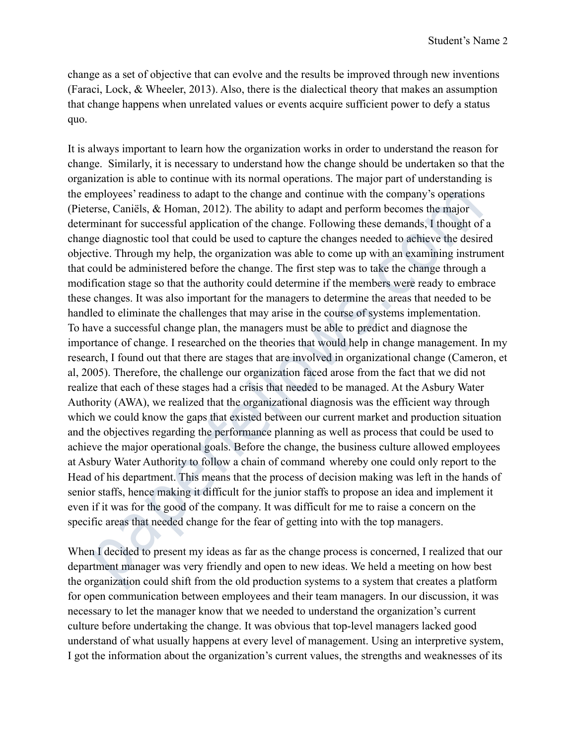change as a set of objective that can evolve and the results be improved through new inventions (Faraci, Lock, & Wheeler, 2013). Also, there is the dialectical theory that makes an assumption that change happens when unrelated values or events acquire sufficient power to defy a status quo.

It is always important to learn how the organization works in order to understand the reason for change. Similarly, it is necessary to understand how the change should be undertaken so that the organization is able to continue with its normal operations. The major part of understanding is the employees' readiness to adapt to the change and continue with the company's operations (Pieterse, Caniëls, & Homan, 2012). The ability to adapt and perform becomes the major determinant for successful application of the change. Following these demands, I thought of a change diagnostic tool that could be used to capture the changes needed to achieve the desired objective. Through my help, the organization was able to come up with an examining instrument that could be administered before the change. The first step was to take the change through a modification stage so that the authority could determine if the members were ready to embrace these changes. It was also important for the managers to determine the areas that needed to be handled to eliminate the challenges that may arise in the course of systems implementation. To have a successful change plan, the managers must be able to predict and diagnose the importance of change. I researched on the theories that would help in change management. In my research, I found out that there are stages that are involved in organizational change (Cameron, et al, 2005). Therefore, the challenge our organization faced arose from the fact that we did not realize that each of these stages had a crisis that needed to be managed. At the Asbury Water Authority (AWA), we realized that the organizational diagnosis was the efficient way through which we could know the gaps that existed between our current market and production situation and the objectives regarding the performance planning as well as process that could be used to achieve the major operational goals. Before the change, the business culture allowed employees at Asbury Water Authority to follow a chain of command whereby one could only report to the Head of his department. This means that the process of decision making was left in the hands of senior staffs, hence making it difficult for the junior staffs to propose an idea and implement it even if it was for the good of the company. It was difficult for me to raise a concern on the specific areas that needed change for the fear of getting into with the top managers.

When I decided to present my ideas as far as the change process is concerned, I realized that our department manager was very friendly and open to new ideas. We held a meeting on how best the organization could shift from the old production systems to a system that creates a platform for open communication between employees and their team managers. In our discussion, it was necessary to let the manager know that we needed to understand the organization's current culture before undertaking the change. It was obvious that top-level managers lacked good understand of what usually happens at every level of management. Using an interpretive system, I got the information about the organization's current values, the strengths and weaknesses of its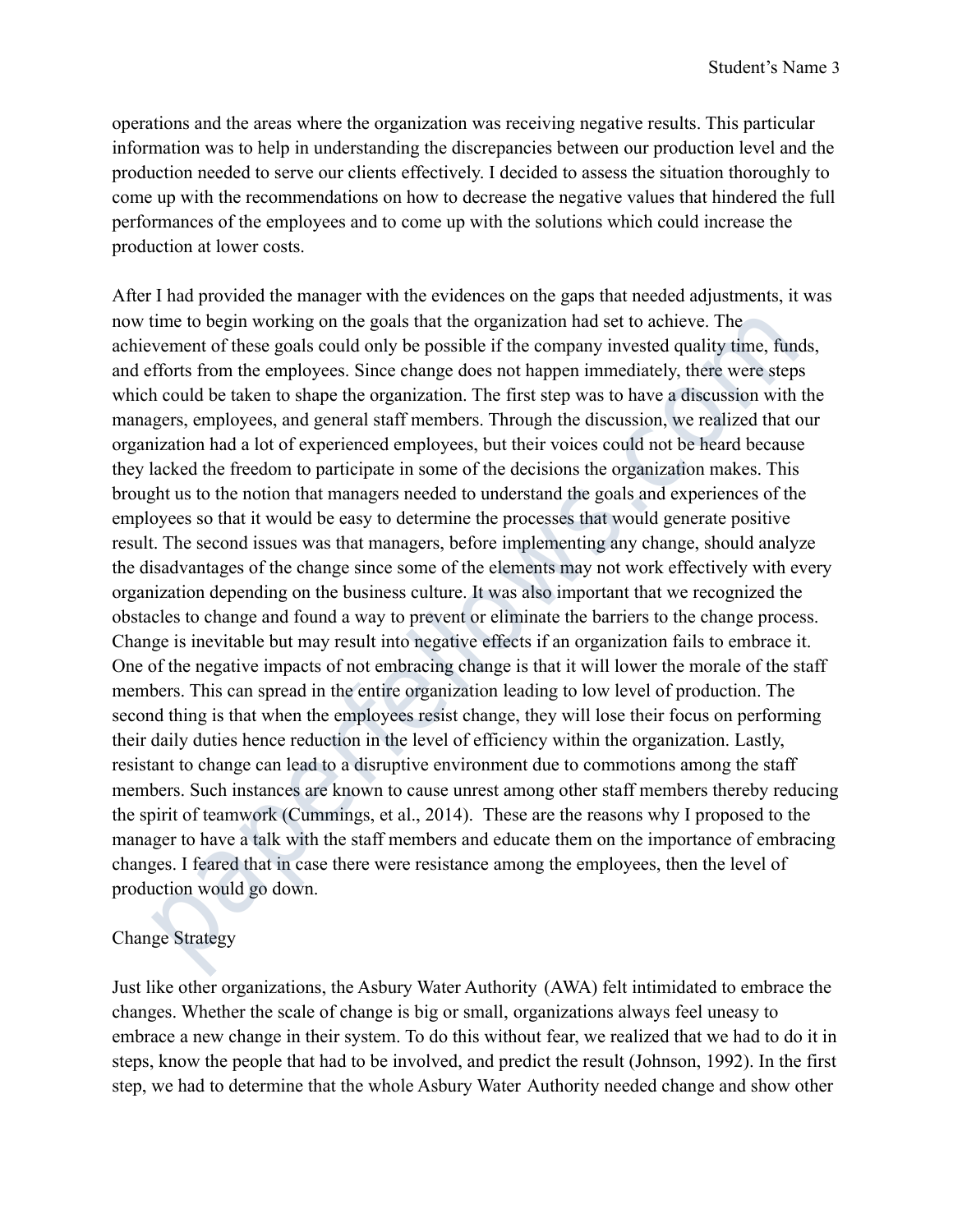operations and the areas where the organization was receiving negative results. This particular information was to help in understanding the discrepancies between our production level and the production needed to serve our clients effectively. I decided to assess the situation thoroughly to come up with the recommendations on how to decrease the negative values that hindered the full performances of the employees and to come up with the solutions which could increase the production at lower costs.

After I had provided the manager with the evidences on the gaps that needed adjustments, it was now time to begin working on the goals that the organization had set to achieve. The achievement of these goals could only be possible if the company invested quality time, funds, and efforts from the employees. Since change does not happen immediately, there were steps which could be taken to shape the organization. The first step was to have a discussion with the managers, employees, and general staff members. Through the discussion, we realized that our organization had a lot of experienced employees, but their voices could not be heard because they lacked the freedom to participate in some of the decisions the organization makes. This brought us to the notion that managers needed to understand the goals and experiences of the employees so that it would be easy to determine the processes that would generate positive result. The second issues was that managers, before implementing any change, should analyze the disadvantages of the change since some of the elements may not work effectively with every organization depending on the business culture. It was also important that we recognized the obstacles to change and found a way to prevent or eliminate the barriers to the change process. Change is inevitable but may result into negative effects if an organization fails to embrace it. One of the negative impacts of not embracing change is that it will lower the morale of the staff members. This can spread in the entire organization leading to low level of production. The second thing is that when the employees resist change, they will lose their focus on performing their daily duties hence reduction in the level of efficiency within the organization. Lastly, resistant to change can lead to a disruptive environment due to commotions among the staff members. Such instances are known to cause unrest among other staff members thereby reducing the spirit of teamwork (Cummings, et al., 2014). These are the reasons why I proposed to the manager to have a talk with the staff members and educate them on the importance of embracing changes. I feared that in case there were resistance among the employees, then the level of production would go down.

## Change Strategy

Just like other organizations, the Asbury Water Authority (AWA) felt intimidated to embrace the changes. Whether the scale of change is big or small, organizations always feel uneasy to embrace a new change in their system. To do this without fear, we realized that we had to do it in steps, know the people that had to be involved, and predict the result (Johnson, 1992). In the first step, we had to determine that the whole Asbury Water Authority needed change and show other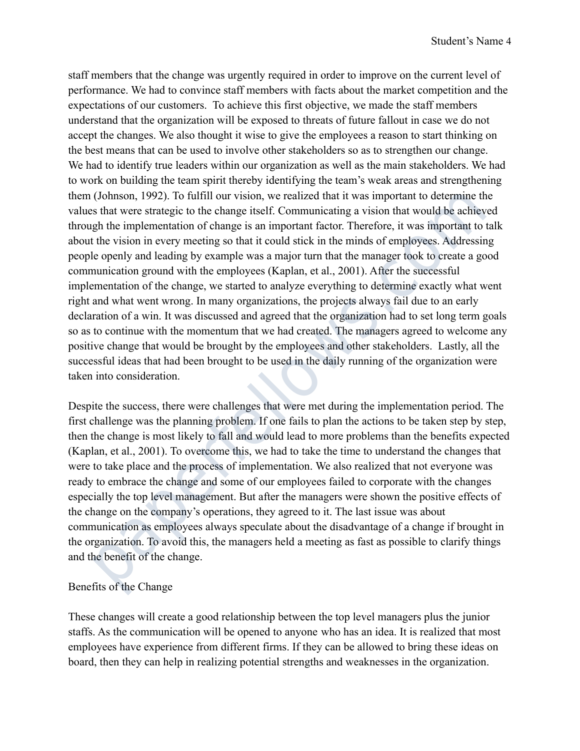staff members that the change was urgently required in order to improve on the current level of performance. We had to convince staff members with facts about the market competition and the expectations of our customers. To achieve this first objective, we made the staff members understand that the organization will be exposed to threats of future fallout in case we do not accept the changes. We also thought it wise to give the employees a reason to start thinking on the best means that can be used to involve other stakeholders so as to strengthen our change. We had to identify true leaders within our organization as well as the main stakeholders. We had to work on building the team spirit thereby identifying the team's weak areas and strengthening them (Johnson, 1992). To fulfill our vision, we realized that it was important to determine the values that were strategic to the change itself. Communicating a vision that would be achieved through the implementation of change is an important factor. Therefore, it was important to talk about the vision in every meeting so that it could stick in the minds of employees. Addressing people openly and leading by example was a major turn that the manager took to create a good communication ground with the employees (Kaplan, et al., 2001). After the successful implementation of the change, we started to analyze everything to determine exactly what went right and what went wrong. In many organizations, the projects always fail due to an early declaration of a win. It was discussed and agreed that the organization had to set long term goals so as to continue with the momentum that we had created. The managers agreed to welcome any positive change that would be brought by the employees and other stakeholders. Lastly, all the successful ideas that had been brought to be used in the daily running of the organization were taken into consideration.

Despite the success, there were challenges that were met during the implementation period. The first challenge was the planning problem. If one fails to plan the actions to be taken step by step, then the change is most likely to fall and would lead to more problems than the benefits expected (Kaplan, et al., 2001). To overcome this, we had to take the time to understand the changes that were to take place and the process of implementation. We also realized that not everyone was ready to embrace the change and some of our employees failed to corporate with the changes especially the top level management. But after the managers were shown the positive effects of the change on the company's operations, they agreed to it. The last issue was about communication as employees always speculate about the disadvantage of a change if brought in the organization. To avoid this, the managers held a meeting as fast as possible to clarify things and the benefit of the change.

## Benefits of the Change

These changes will create a good relationship between the top level managers plus the junior staffs. As the communication will be opened to anyone who has an idea. It is realized that most employees have experience from different firms. If they can be allowed to bring these ideas on board, then they can help in realizing potential strengths and weaknesses in the organization.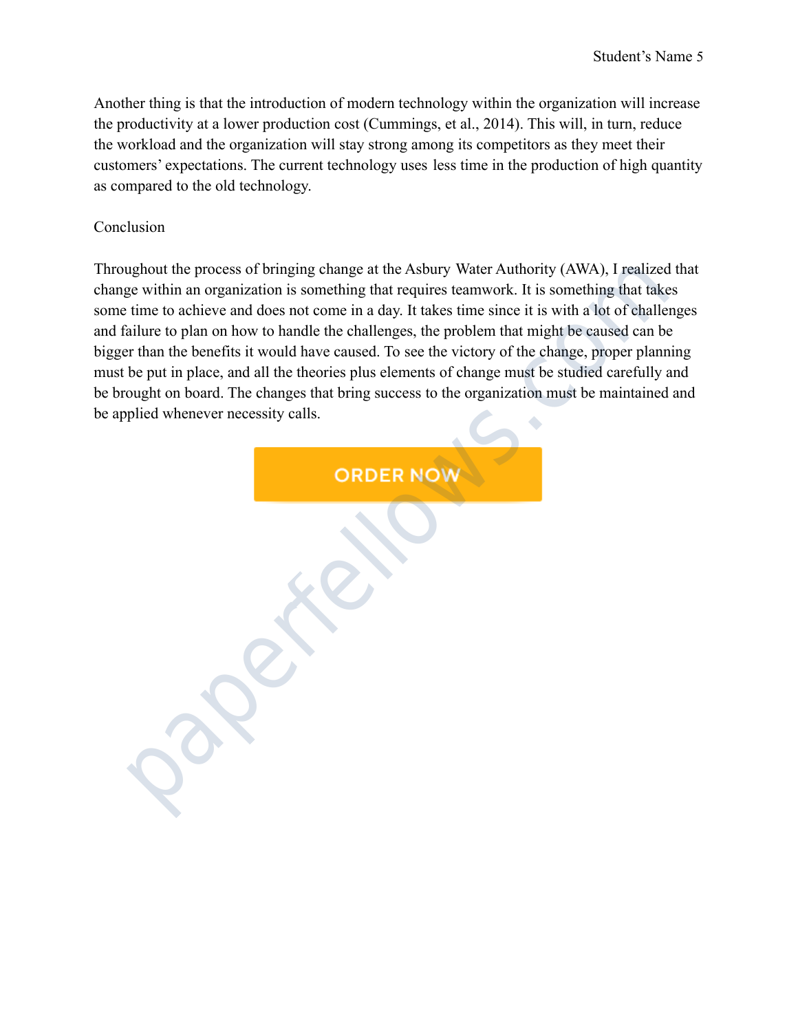Another thing is that the introduction of modern technology within the organization will increase the productivity at a lower production cost (Cummings, et al., 2014). This will, in turn, reduce the workload and the organization will stay strong among its competitors as they meet their customers' expectations. The current technology uses less time in the production of high quantity as compared to the old technology.

## Conclusion

Throughout the process of bringing change at the Asbury Water Authority (AWA), I realized that change within an organization is something that requires teamwork. It is something that takes some time to achieve and does not come in a day. It takes time since it is with a lot of challenges and failure to plan on how to handle the challenges, the problem that might be caused can be bigger than the benefits it would have caused. To see the victory of the change, proper planning must be put in place, and all the theories plus elements of change must be studied carefully and be brought on board. The changes that bring success to the organization must be maintained and be applied whenever necessity calls.

ORDER NOW